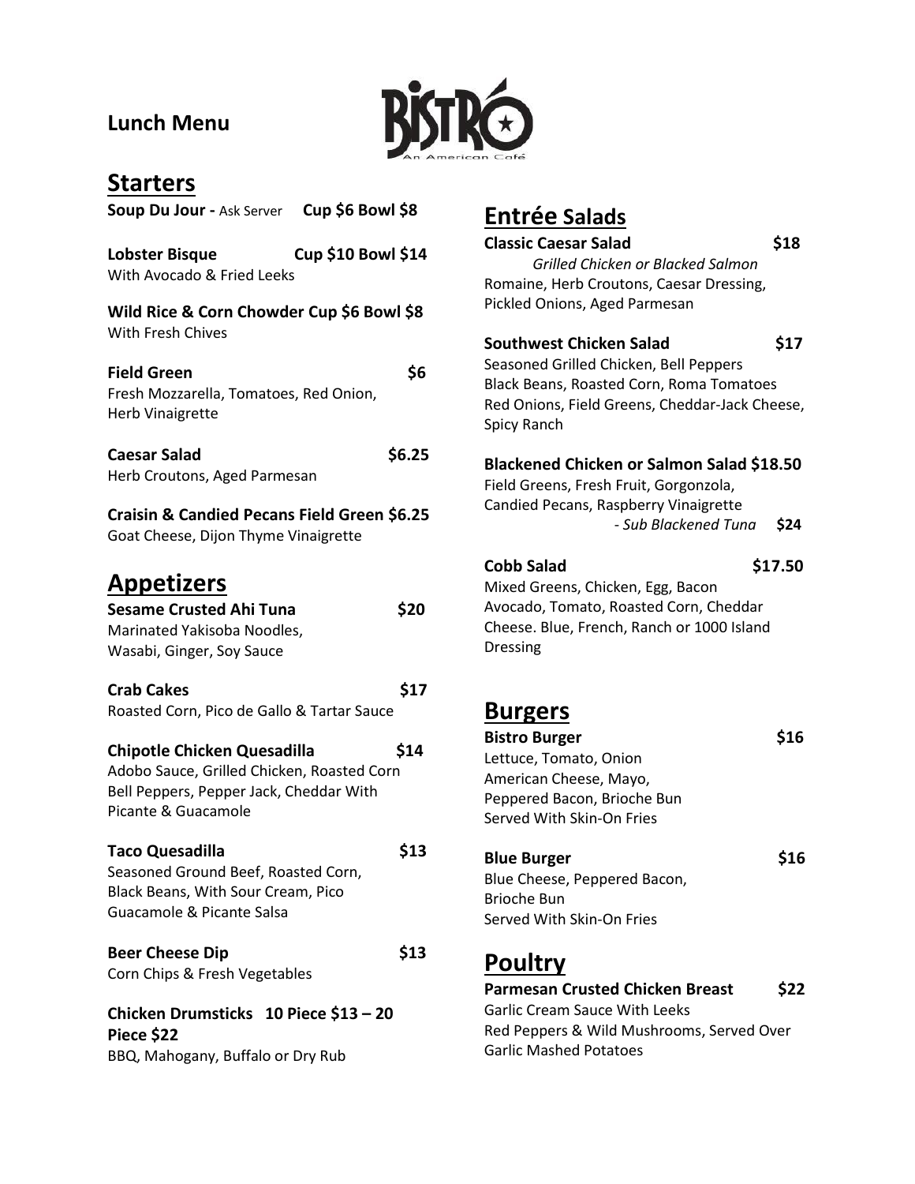## Lunch Menu

BISTRO
An American Café

## Starters

**Soup Du Jour -** Ask Server **Cup $6 Bowl $8**

**Lobster Bisque** **Cup $10 Bowl $14**
With Avocado & Fried Leeks

**Wild Rice & Corn Chowder Cup $6 Bowl $8**
With Fresh Chives

**Field Green** **$6**
Fresh Mozzarella, Tomatoes, Red Onion, Herb Vinaigrette

**Caesar Salad** **$6.25**
Herb Croutons, Aged Parmesan

**Craisin & Candied Pecans Field Green $6.25**
Goat Cheese, Dijon Thyme Vinaigrette

## Appetizers

**Sesame Crusted Ahi Tuna** **$20**
Marinated Yakisoba Noodles, Wasabi, Ginger, Soy Sauce

**Crab Cakes** **$17**
Roasted Corn, Pico de Gallo & Tartar Sauce

**Chipotle Chicken Quesadilla** **$14**
Adobo Sauce, Grilled Chicken, Roasted Corn Bell Peppers, Pepper Jack, Cheddar With Picante & Guacamole

**Taco Quesadilla** **$13**
Seasoned Ground Beef, Roasted Corn, Black Beans, With Sour Cream, Pico Guacamole & Picante Salsa

**Beer Cheese Dip** **$13**
Corn Chips & Fresh Vegetables

**Chicken Drumsticks 10 Piece $13 – 20 Piece $22**
BBQ, Mahogany, Buffalo or Dry Rub

## Entrée Salads

**Classic Caesar Salad** **$18**
*Grilled Chicken or Blacked Salmon*
Romaine, Herb Croutons, Caesar Dressing, Pickled Onions, Aged Parmesan

**Southwest Chicken Salad** **$17**
Seasoned Grilled Chicken, Bell Peppers Black Beans, Roasted Corn, Roma Tomatoes Red Onions, Field Greens, Cheddar-Jack Cheese, Spicy Ranch

**Blackened Chicken or Salmon Salad $18.50**
Field Greens, Fresh Fruit, Gorgonzola, Candied Pecans, Raspberry Vinaigrette
*- Sub Blackened Tuna* **$24**

**Cobb Salad** **$17.50**
Mixed Greens, Chicken, Egg, Bacon Avocado, Tomato, Roasted Corn, Cheddar Cheese. Blue, French, Ranch or 1000 Island Dressing

## Burgers

**Bistro Burger** **$16**
Lettuce, Tomato, Onion
American Cheese, Mayo,
Peppered Bacon, Brioche Bun
Served With Skin-On Fries

**Blue Burger** **$16**
Blue Cheese, Peppered Bacon,
Brioche Bun
Served With Skin-On Fries

## Poultry

**Parmesan Crusted Chicken Breast** **$22**
Garlic Cream Sauce With Leeks
Red Peppers & Wild Mushrooms, Served Over Garlic Mashed Potatoes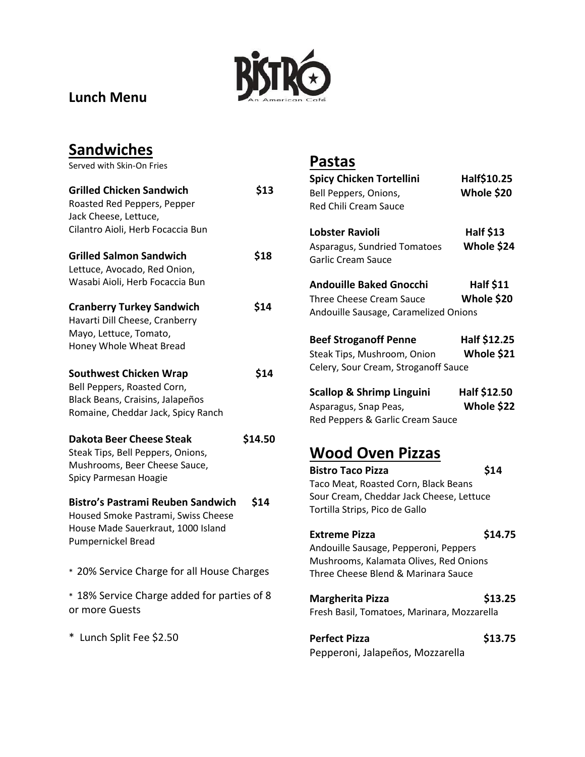**Lunch Menu**

BISTRO
An American Café

## Sandwiches

Served with Skin-On Fries

**Grilled Chicken Sandwich** **$13**
Roasted Red Peppers, Pepper Jack Cheese, Lettuce, Cilantro Aioli, Herb Focaccia Bun

**Grilled Salmon Sandwich** **$18**
Lettuce, Avocado, Red Onion, Wasabi Aioli, Herb Focaccia Bun

**Cranberry Turkey Sandwich** **$14**
Havarti Dill Cheese, Cranberry Mayo, Lettuce, Tomato, Honey Whole Wheat Bread

**Southwest Chicken Wrap** **$14**
Bell Peppers, Roasted Corn, Black Beans, Craisins, Jalapeños Romaine, Cheddar Jack, Spicy Ranch

**Dakota Beer Cheese Steak** **$14.50**
Steak Tips, Bell Peppers, Onions, Mushrooms, Beer Cheese Sauce, Spicy Parmesan Hoagie

**Bistro's Pastrami Reuben Sandwich** **$14**
Housed Smoke Pastrami, Swiss Cheese House Made Sauerkraut, 1000 Island Pumpernickel Bread

* 20% Service Charge for all House Charges

* 18% Service Charge added for parties of 8 or more Guests

* Lunch Split Fee $2.50

## Pastas

**Spicy Chicken Tortellini** **Half$10.25** **Whole $20**
Bell Peppers, Onions, Red Chili Cream Sauce

**Lobster Ravioli** **Half $13** **Whole $24**
Asparagus, Sundried Tomatoes Garlic Cream Sauce

**Andouille Baked Gnocchi** **Half $11** **Whole $20**
Three Cheese Cream Sauce Andouille Sausage, Caramelized Onions

**Beef Stroganoff Penne** **Half $12.25** **Whole $21**
Steak Tips, Mushroom, Onion Celery, Sour Cream, Stroganoff Sauce

**Scallop & Shrimp Linguini** **Half $12.50** **Whole $22**
Asparagus, Snap Peas, Red Peppers & Garlic Cream Sauce

## Wood Oven Pizzas

**Bistro Taco Pizza** **$14**
Taco Meat, Roasted Corn, Black Beans Sour Cream, Cheddar Jack Cheese, Lettuce Tortilla Strips, Pico de Gallo

**Extreme Pizza** **$14.75**
Andouille Sausage, Pepperoni, Peppers Mushrooms, Kalamata Olives, Red Onions Three Cheese Blend & Marinara Sauce

**Margherita Pizza** **$13.25**
Fresh Basil, Tomatoes, Marinara, Mozzarella

**Perfect Pizza** **$13.75**
Pepperoni, Jalapeños, Mozzarella